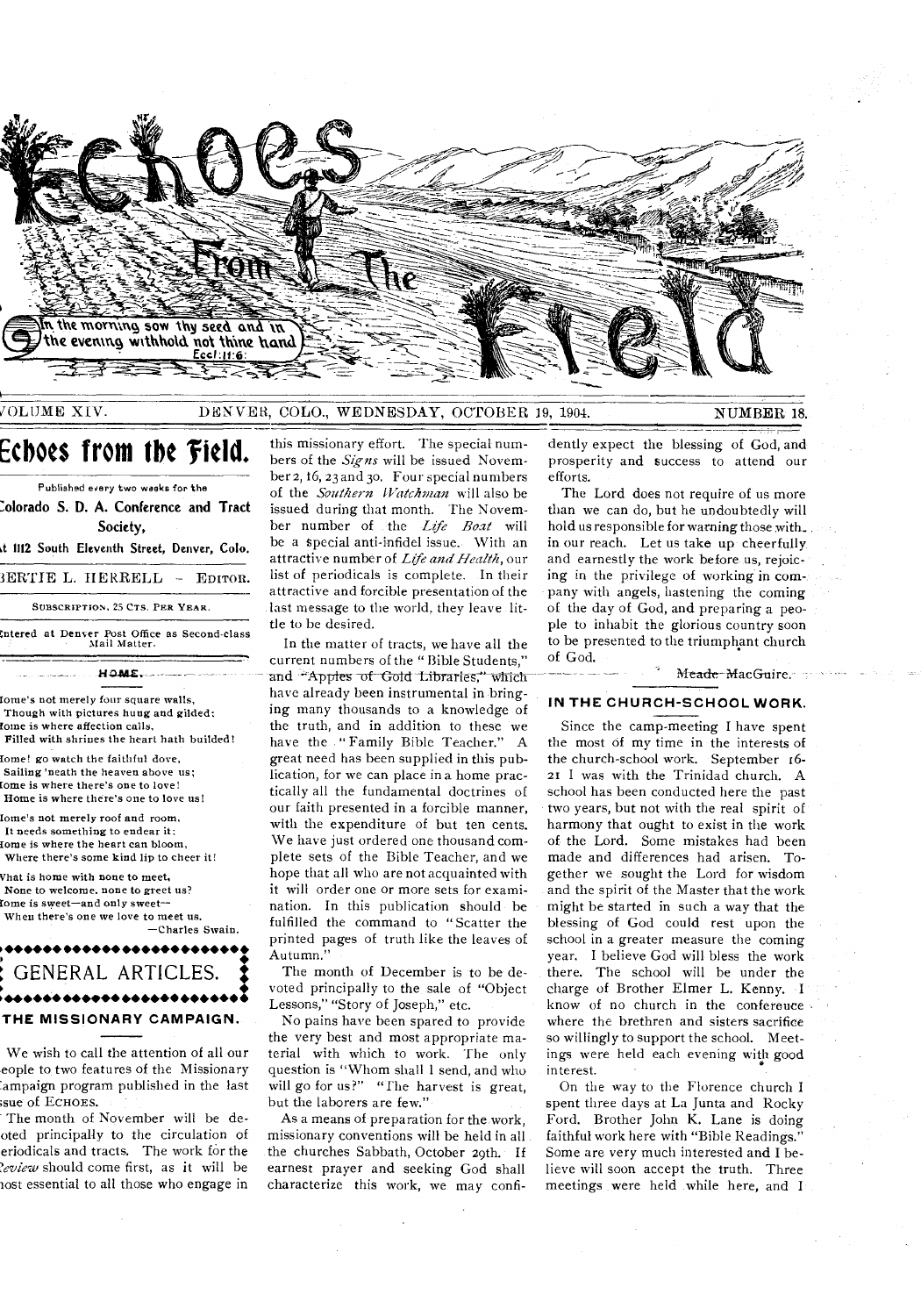# Echoes From The Field

In the morning sow thy seed and in the evening withhold not thine hand. Eccl. 11:6.

VOLUME XIV. DENVER, COLO., WEDNESDAY, OCTOBER 19, 1904. NUMBER 18.

## Echoes from the Field.

Published every two weeks for the

Colorado S. D. A. Conference and Tract Society,

at 1112 South Eleventh Street, Denver, Colo.

BERTIE L. HERRELL - EDITOR.

SUBSCRIPTION, 25 CTS. PER YEAR.

Entered at Denver Post Office as Second-class Mail Matter.

### HOME.

Home's not merely four square walls,
Though with pictures hung and gilded;
Home is where affection calls,
Filled with shrines the heart hath builded!

Home! go watch the faithful dove,
Sailing 'neath the heaven above us;
Home is where there's one to love!
Home is where there's one to love us!

Home's not merely roof and room,
It needs something to endear it;
Home is where the heart can bloom,
Where there's some kind lip to cheer it!

What is home with none to meet,
None to welcome, none to greet us?
Home is sweet—and only sweet—
When there's one we love to meet us.

—Charles Swain.

## GENERAL ARTICLES.

### THE MISSIONARY CAMPAIGN.

We wish to call the attention of all our people to two features of the Missionary Campaign program published in the last issue of ECHOES.

The month of November will be devoted principally to the circulation of periodicals and tracts. The work for the *Review* should come first, as it will be most essential to all those who engage in this missionary effort. The special numbers of the *Signs* will be issued November 2, 16, 23 and 30. Four special numbers of the *Southern Watchman* will also be issued during that month. The November number of the *Life Boat* will be a special anti-infidel issue. With an attractive number of *Life and Health*, our list of periodicals is complete. In their attractive and forcible presentation of the last message to the world, they leave little to be desired.

In the matter of tracts, we have all the current numbers of the "Bible Students," and "Apples of Gold Libraries," which have already been instrumental in bringing many thousands to a knowledge of the truth, and in addition to these we have the "Family Bible Teacher." A great need has been supplied in this publication, for we can place in a home practically all the fundamental doctrines of our faith presented in a forcible manner, with the expenditure of but ten cents. We have just ordered one thousand complete sets of the Bible Teacher, and we hope that all who are not acquainted with it will order one or more sets for examination. In this publication should be fulfilled the command to "Scatter the printed pages of truth like the leaves of Autumn."

The month of December is to be devoted principally to the sale of "Object Lessons," "Story of Joseph," etc.

No pains have been spared to provide the very best and most appropriate material with which to work. The only question is "Whom shall I send, and who will go for us?" "The harvest is great, but the laborers are few."

As a means of preparation for the work, missionary conventions will be held in all the churches Sabbath, October 29th. If earnest prayer and seeking God shall characterize this work, we may confidently expect the blessing of God, and prosperity and success to attend our efforts.

The Lord does not require of us more than we can do, but he undoubtedly will hold us responsible for warning those within our reach. Let us take up cheerfully and earnestly the work before us, rejoicing in the privilege of working in company with angels, hastening the coming of the day of God, and preparing a people to inhabit the glorious country soon to be presented to the triumphant church of God.

Meade MacGuire.

### IN THE CHURCH-SCHOOL WORK.

Since the camp-meeting I have spent the most of my time in the interests of the church-school work. September 16-21 I was with the Trinidad church. A school has been conducted here the past two years, but not with the real spirit of harmony that ought to exist in the work of the Lord. Some mistakes had been made and differences had arisen. Together we sought the Lord for wisdom and the spirit of the Master that the work might be started in such a way that the blessing of God could rest upon the school in a greater measure the coming year. I believe God will bless the work there. The school will be under the charge of Brother Elmer L. Kenny. I know of no church in the conference where the brethren and sisters sacrifice so willingly to support the school. Meetings were held each evening with good interest.

On the way to the Florence church I spent three days at La Junta and Rocky Ford. Brother John K. Lane is doing faithful work here with "Bible Readings." Some are very much interested and I believe will soon accept the truth. Three meetings were held while here, and I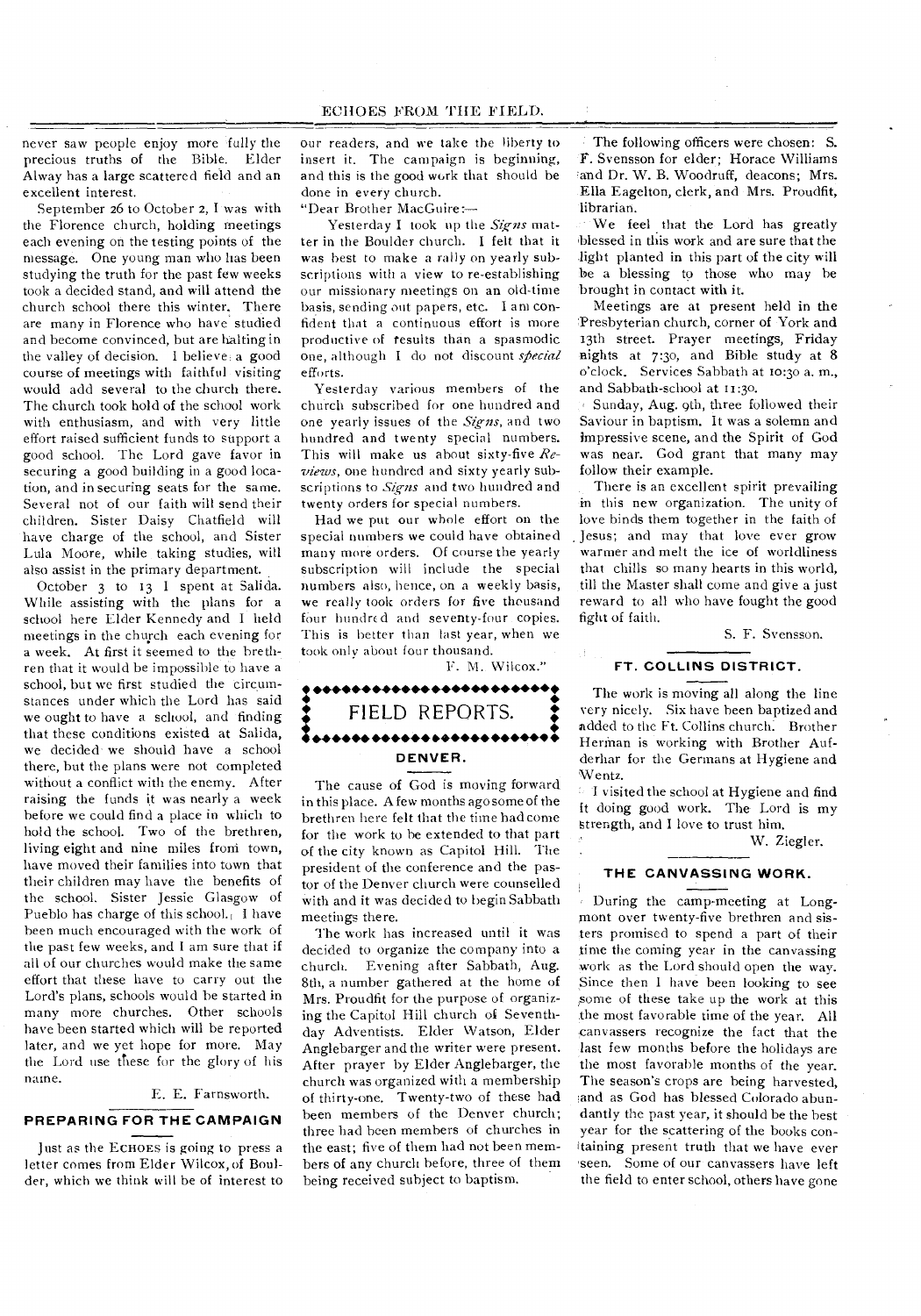never saw people enjoy more fully the precious truths of the Bible. Elder Alway has a large scattered field and an excellent interest.

September 26 to October 2, I was with the Florence church, holding meetings each evening on the testing points of the message. One young man who has been studying the truth for the past few weeks took a decided stand, and will attend the church school there this winter. There are many in Florence who have studied and become convinced, but are halting in the valley of decision. I believe a good course of meetings with faithful visiting would add several to the church there. The church took hold of the school work with enthusiasm, and with very little effort raised sufficient funds to support a good school. The Lord gave favor in securing a good building in a good location, and in securing seats for the same. Several not of our faith will send their children. Sister Daisy Chatfield will have charge of the school, and Sister Lula Moore, while taking studies, will also assist in the primary department.

October 3 to 13 I spent at Salida. While assisting with the plans for a school here Elder Kennedy and I held meetings in the church each evening for a week. At first it seemed to the brethren that it would be impossible to have a school, but we first studied the circumstances under which the Lord has said we ought to have a school, and finding that these conditions existed at Salida, we decided we should have a school there, but the plans were not completed without a conflict with the enemy. After raising the funds it was nearly a week before we could find a place in which to hold the school. Two of the brethren, living eight and nine miles from town, have moved their families into town that their children may have the benefits of the school. Sister Jessie Glasgow of Pueblo has charge of this school. I have been much encouraged with the work of the past few weeks, and I am sure that if all of our churches would make the same effort that these have to carry out the Lord's plans, schools would be started in many more churches. Other schools have been started which will be reported later, and we yet hope for more. May the Lord use these for the glory of his name.

E. E. Farnsworth.

## PREPARING FOR THE CAMPAIGN

Just as the ECHOES is going to press a letter comes from Elder Wilcox, of Boulder, which we think will be of interest to our readers, and we take the liberty to insert it. The campaign is beginning, and this is the good work that should be done in every church.

"Dear Brother MacGuire:—

Yesterday I took up the *Signs* matter in the Boulder church. I felt that it was best to make a rally on yearly subscriptions with a view to re-establishing our missionary meetings on an old-time basis, sending out papers, etc. I am confident that a continuous effort is more productive of results than a spasmodic one, although I do not discount *special* efforts.

Yesterday various members of the church subscribed for one hundred and one yearly issues of the *Signs*, and two hundred and twenty special numbers. This will make us about sixty-five *Reviews*, one hundred and sixty yearly subscriptions to *Signs* and two hundred and twenty orders for special numbers.

Had we put our whole effort on the special numbers we could have obtained many more orders. Of course the yearly subscription will include the special numbers also, hence, on a weekly basis, we really took orders for five thousand four hundred and seventy-four copies. This is better than last year, when we took only about four thousand.

F. M. Wilcox."

# FIELD REPORTS.

## DENVER.

The cause of God is moving forward in this place. A few months ago some of the brethren here felt that the time had come for the work to be extended to that part of the city known as Capitol Hill. The president of the conference and the pastor of the Denver church were counselled with and it was decided to begin Sabbath meetings there.

The work has increased until it was decided to organize the company into a church. Evening after Sabbath, Aug. 8th, a number gathered at the home of Mrs. Proudfit for the purpose of organizing the Capitol Hill church of Seventh-day Adventists. Elder Watson, Elder Anglebarger and the writer were present. After prayer by Elder Anglebarger, the church was organized with a membership of thirty-one. Twenty-two of these had been members of the Denver church; three had been members of churches in the east; five of them had not been members of any church before, three of them being received subject to baptism.

The following officers were chosen: S. F. Svensson for elder; Horace Williams and Dr. W. B. Woodruff, deacons; Mrs. Ella Eagelton, clerk, and Mrs. Proudfit, librarian.

We feel that the Lord has greatly blessed in this work and are sure that the light planted in this part of the city will be a blessing to those who may be brought in contact with it.

Meetings are at present held in the Presbyterian church, corner of York and 13th street. Prayer meetings, Friday nights at 7:30, and Bible study at 8 o'clock. Services Sabbath at 10:30 a. m., and Sabbath-school at 11:30.

Sunday, Aug. 9th, three followed their Saviour in baptism. It was a solemn and impressive scene, and the Spirit of God was near. God grant that many may follow their example.

There is an excellent spirit prevailing in this new organization. The unity of love binds them together in the faith of Jesus; and may that love ever grow warmer and melt the ice of worldliness that chills so many hearts in this world, till the Master shall come and give a just reward to all who have fought the good fight of faith.

S. F. Svensson.

## FT. COLLINS DISTRICT.

The work is moving all along the line very nicely. Six have been baptized and added to the Ft. Collins church. Brother Herman is working with Brother Aufderhar for the Germans at Hygiene and Wentz.

I visited the school at Hygiene and find it doing good work. The Lord is my strength, and I love to trust him.

W. Ziegler.

## THE CANVASSING WORK.

During the camp-meeting at Longmont over twenty-five brethren and sisters promised to spend a part of their time the coming year in the canvassing work as the Lord should open the way. Since then I have been looking to see some of these take up the work at this the most favorable time of the year. All canvassers recognize the fact that the last few months before the holidays are the most favorable months of the year. The season's crops are being harvested, and as God has blessed Colorado abundantly the past year, it should be the best year for the scattering of the books containing present truth that we have ever seen. Some of our canvassers have left the field to enter school, others have gone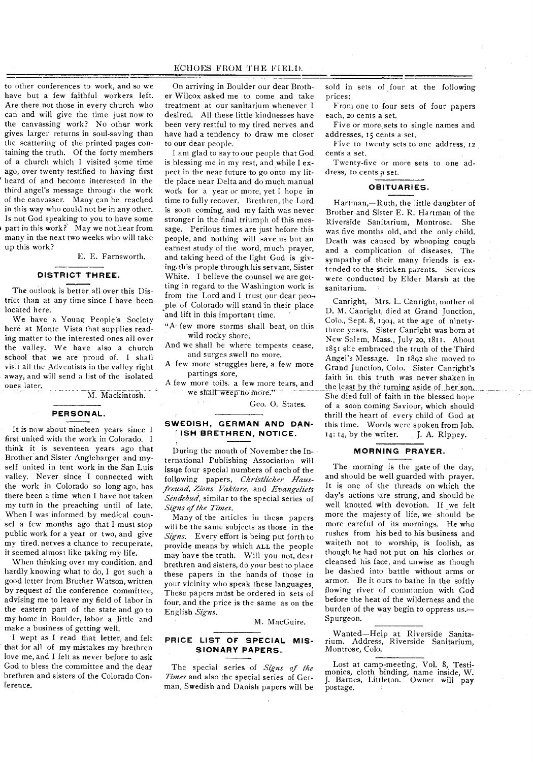to other conferences to work, and so we have but a few faithful workers left. Are there not those in every church who can and will give the time just now to the canvassing work? No other work gives larger returns in soul-saving than the scattering of the printed pages containing the truth. Of the forty members of a church which I visited some time ago, over twenty testified to having first heard of and become interested in the third angel's message through the work of the canvasser. Many can be reached in this way who could not be in any other. Is not God speaking to you to have some part in this work? May we not hear from many in the next two weeks who will take up this work?

E. E. Farnsworth.

## DISTRICT THREE.

The outlook is better all over this District than at any time since I have been located here.

We have a Young People's Society here at Monte Vista that supplies reading matter to the interested ones all over the valley. We have also a church school that we are proud of. I shall visit all the Adventists in the valley right away, and will send a list of the isolated ones later.

M. Mackintosh.

## PERSONAL.

It is now about nineteen years since I first united with the work in Colorado. I think it is seventeen years ago that Brother and Sister Anglebarger and myself united in tent work in the San Luis valley. Never since I connected with the work in Colorado so long ago, has there been a time when I have not taken my turn in the preaching until of late. When I was informed by medical counsel a few months ago that I must stop public work for a year or two, and give my tired nerves a chance to recuperate, it seemed almost like taking my life.

When thinking over my condition, and hardly knowing what to do, I got such a good letter from Brother Watson, written by request of the conference committee, advising me to leave my field of labor in the eastern part of the state and go to my home in Boulder, labor a little and make a business of getting well.

I wept as I read that letter, and felt that for all of my mistakes my brethren love me, and I felt as never before to ask God to bless the committee and the dear brethren and sisters of the Colorado Conference.

On arriving in Boulder our dear Brother Wilcox asked me to come and take treatment at our sanitarium whenever I desired. All these little kindnesses have been very restful to my tired nerves and have had a tendency to draw me closer to our dear people.

I am glad to say to our people that God is blessing me in my rest, and while I expect in the near future to go onto my little place near Delta and do much manual work for a year or more, yet I hope in time to fully recover. Brethren, the Lord is soon coming, and my faith was never stronger in the final triumph of this message. Perilous times are just before this people, and nothing will save us but an earnest study of the word, much prayer, and taking heed of the light God is giving this people through his servant, Sister White. I believe the counsel we are getting in regard to the Washington work is from the Lord and I trust our dear people of Colorado will stand in their place and lift in this important time.

"A few more storms shall beat, on this
wild rocky shore,
And we shall be where tempests cease,
and surges swell no more.
A few more struggles here, a few more
partings sore,
A few more toils, a few more tears, and
we shall weep no more."

Geo. O. States.

## SWEDISH, GERMAN AND DANISH BRETHREN, NOTICE.

During the month of November the International Publishing Association will issue four special numbers of each of the following papers, *Christlicher Hausfreund, Zions Vaktare*, and *Evangeliets Sendebud*, similar to the special series of *Signs of the Times*.

Many of the articles in these papers will be the same subjects as those in the *Signs*. Every effort is being put forth to provide means by which ALL the people may have the truth. Will you not, dear brethren and sisters, do your best to place these papers in the hands of those in your vicinity who speak these languages. These papers must be ordered in sets of four, and the price is the same as on the English *Signs*.

M. MacGuire.

## PRICE LIST OF SPECIAL MISSIONARY PAPERS.

The special series of *Signs of the Times* and also the special series of German, Swedish and Danish papers will be sold in sets of four at the following prices:

From one to four sets of four papers each, 20 cents a set.

Five or more sets to single names and addresses, 15 cents a set.

Five to twenty sets to one address, 12 cents a set.

Twenty-five or more sets to one address, 10 cents a set.

## OBITUARIES.

Hartman,—Ruth, the little daughter of Brother and Sister E. R. Hartman of the Riverside Sanitarium, Montrose. She was five months old, and the only child. Death was caused by whooping cough and a complication of diseases. The sympathy of their many friends is extended to the stricken parents. Services were conducted by Elder Marsh at the sanitarium.

Canright,—Mrs. L. Canright, mother of D. M. Canright, died at Grand Junction, Colo., Sept. 8, 1904, at the age of ninety-three years. Sister Canright was born at New Salem, Mass., July 20, 1811. About 1851 she embraced the truth of the Third Angel's Message. In 1892 she moved to Grand Junction, Colo. Sister Canright's faith in this truth was never shaken in the least by the turning aside of her son. She died full of faith in the blessed hope of a soon coming Saviour, which should thrill the heart of every child of God at this time. Words were spoken from Job. 14: 14, by the writer.

J. A. Rippey.

## MORNING PRAYER.

The morning is the gate of the day, and should be well guarded with prayer. It is one of the threads on which the day's actions are strung, and should be well knotted with devotion. If we felt more the majesty of life, we should be more careful of its mornings. He who rushes from his bed to his business and waiteth not to worship, is foolish, as though he had not put on his clothes or cleansed his face, and unwise as though he dashed into battle without arms or armor. Be it ours to bathe in the softly flowing river of communion with God before the heat of the wilderness and the burden of the way begin to oppress us.—Spurgeon.

---

Wanted—Help at Riverside Sanitarium. Address, Riverside Sanitarium, Montrose, Colo.

---

Lost at camp-meeting, Vol. 8, Testimonies, cloth binding, name inside, W. J. Barnes, Littleton. Owner will pay postage.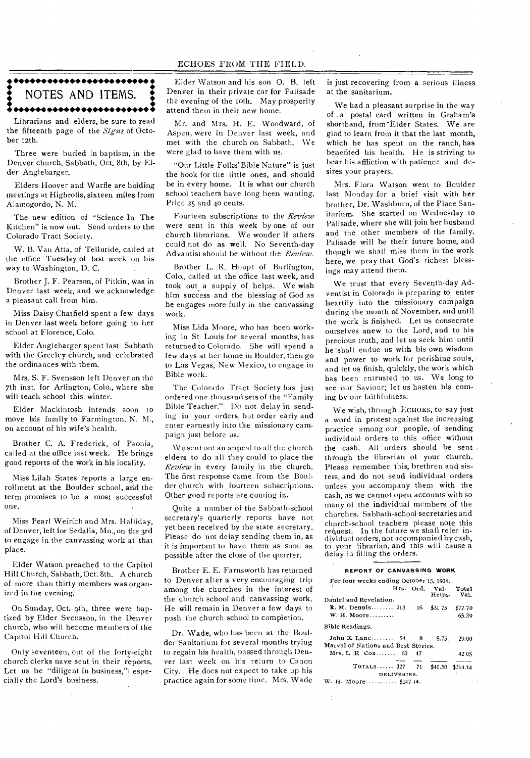## NOTES AND ITEMS.

Librarians and elders, be sure to read the fifteenth page of the *Signs* of October 12th.

Three were buried in baptism, in the Denver church, Sabbath, Oct. 8th, by Elder Anglebarger.

Elders Hoover and Warfle are holding meetings at Highrolls, sixteen miles from Alamogordo, N. M.

The new edition of "Science In The Kitchen" is now out. Send orders to the Colorado Tract Society.

W. B. Van Atta, of Telluride, called at the office Tuesday of last week on his way to Washington, D. C.

Brother J. F. Pearson, of Pitkin, was in Denver last week, and we acknowledge a pleasant call from him.

Miss Daisy Chatfield spent a few days in Denver last week before going to her school at Florence, Colo.

Elder Anglebarger spent last Sabbath with the Greeley church, and celebrated the ordinances with them.

Mrs. S. F. Svensson left Denver on the 7th inst. for Arlington, Colo., where she will teach school this winter.

Elder Mackintosh intends soon to move his family to Farmington, N. M., on account of his wife's health.

Brother C. A. Frederick, of Paonia, called at the office last week. He brings good reports of the work in his locality.

Miss Lilah States reports a large enrollment at the Boulder school, and the term promises to be a most successful one.

Miss Pearl Weirich and Mrs. Halliday, of Denver, left for Sedalia, Mo., on the 3rd to engage in the canvassing work at that place.

Elder Watson preached to the Capitol Hill Church, Sabbath, Oct. 8th. A church of more than thirty members was organized in the evening.

On Sunday, Oct. 9th, three were baptized by Elder Svensson, in the Denver church, who will become members of the Capitol Hill Church.

Only seventeen, out of the forty-eight church clerks have sent in their reports. Let us be "diligent in business," especially the Lord's business.

Elder Watson and his son O. B. left Denver in their private car for Palisade the evening of the 10th. May prosperity attend them in their new home.

Mr. and Mrs. H. E. Woodward, of Aspen, were in Denver last week, and met with the church on Sabbath. We were glad to have them with us.

"Our Little Folks' Bible Nature" is just the book for the little ones, and should be in every home. It is what our church school teachers have long been wanting. Price 25 and 40 cents.

Fourteen subscriptions to the *Review* were sent in this week by one of our church librarians. We wonder if others could not do as well. No Seventh-day Advantist should be without the *Review*.

Brother L. R. Houpt of Burlington, Colo., called at the office last week, and took out a supply of helps. We wish him success and the blessing of God as he engages more fully in the canvassing work.

Miss Lida Moore, who has been working in St. Louis for several months, has returned to Colorado. She will spend a few days at her home in Boulder, then go to Las Vegas, New Mexico, to engage in Bible work.

The Colorado Tract Society has just ordered one thousand sets of the "Family Bible Teacher." Do not delay in sending in your orders, but order early and enter earnestly into the missionary campaign just before us.

We sent out an appeal to all the church elders to do all they could to place the *Review* in every family in the church. The first response came from the Boulder church with fourteen subscriptions. Other good reports are coming in.

Quite a number of the Sabbath-school secretary's quarterly reports have not yet been received by the state secretary. Please do not delay sending them in, as it is important to have them as soon as possible after the close of the quarter.

Brother E. E. Farnsworth has returned to Denver after a very encouraging trip among the churches in the interest of the church school and canvassing work. He will remain in Denver a few days to push the church school to completion.

Dr. Wade, who has been at the Boulder Sanitarium for several months trying to regain his health, passed through Denver last week on his return to Canon City. He does not expect to take up his practice again for some time. Mrs. Wade is just recovering from a serious illness at the sanitarium.

We had a pleasant surprise in the way of a postal card written in Graham's shorthand, from Elder States. We are glad to learn from it that the last month, which he has spent on the ranch, has benefited his health. He is striving to bear his affliction with patience and desires your prayers.

Mrs. Flora Watson went to Boulder last Monday for a brief visit with her brother, Dr. Washburn, of the Place Sanitarium. She started on Wednesday to Palisade, where she will join her husband and the other members of the family. Palisade will be their future home, and though we shall miss them in the work here, we pray that God's richest blessings may attend them.

We trust that every Seventh-day Adventist in Colorado is preparing to enter heartily into the missionary campaign during the month of November, and until the work is finished. Let us consecrate ourselves anew to the Lord, and to his precious truth, and let us seek him until he shall endue us with his own wisdom and power to work for perishing souls, and let us finish, quickly, the work which has been entrusted to us. We long to see our Saviour; let us hasten his coming by our faithfulness.

We wish, through ECHOES, to say just a word in protest against the increasing practice among our people, of sending individual orders to this office without the cash. All orders should be sent through the librarian of your church. Please remember this, brethren and sisters, and do not send individual orders unless you accompany them with the cash, as we cannot open accounts with so many of the individual members of the churches. Sabbath-school secretaries and church-school teachers please note this request. In the future we shall refer individual orders, not accompanied by cash, to your librarian, and this will cause a delay in filling the orders.

### REPORT OF CANVASSING WORK

For four weeks ending October 15, 1904.

| | Hrs. | Ord. | Val. Helps. | Total Val. |
|---|---|---|---|---|
| **Daniel and Revelation.** | | | | |
| R. M. Dennis | 213 | 16 | $31 75 | $77.70 |
| W. H. Moore | | | | 65.39 |
| **Bible Readings.** | | | | |
| John K. Lane | 54 | 8 | 8.75 | 29.00 |
| **Marval of Nations and Best Stories.** | | | | |
| Mrs. L. E. Cox | 60 | 47 | | 42 05 |
| TOTALS | 327 | 71 | $40.50 | $214.14 |

DELIVERIES.

W. H. Moore ........... $147.14.